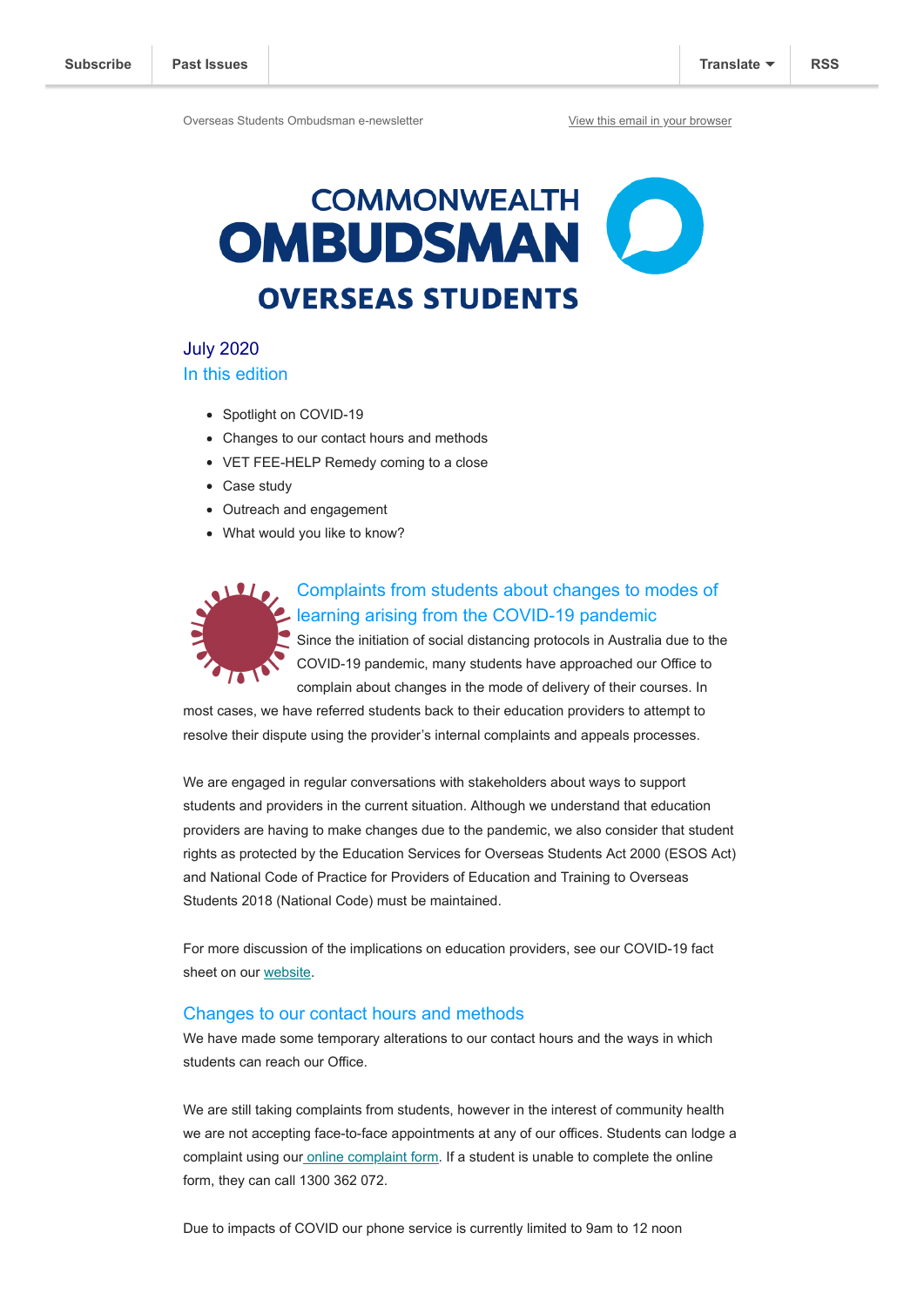Subscribe | Past Issues | Translate | RSS

Overseas Students Ombudsman e-newsletter

View this email in your browser

# COMMONWEALTH OMBUDSMAN OVERSEAS STUDENTS

## July 2020

### In this edition

- Spotlight on COVID-19
- Changes to our contact hours and methods
- VET FEE-HELP Remedy coming to a close
- Case study
- Outreach and engagement
- What would you like to know?

### Complaints from students about changes to modes of learning arising from the COVID-19 pandemic

Since the initiation of social distancing protocols in Australia due to the COVID-19 pandemic, many students have approached our Office to complain about changes in the mode of delivery of their courses. In most cases, we have referred students back to their education providers to attempt to resolve their dispute using the provider's internal complaints and appeals processes.

We are engaged in regular conversations with stakeholders about ways to support students and providers in the current situation. Although we understand that education providers are having to make changes due to the pandemic, we also consider that student rights as protected by the Education Services for Overseas Students Act 2000 (ESOS Act) and National Code of Practice for Providers of Education and Training to Overseas Students 2018 (National Code) must be maintained.

For more discussion of the implications on education providers, see our COVID-19 fact sheet on our website.

### Changes to our contact hours and methods

We have made some temporary alterations to our contact hours and the ways in which students can reach our Office.

We are still taking complaints from students, however in the interest of community health we are not accepting face-to-face appointments at any of our offices. Students can lodge a complaint using our online complaint form. If a student is unable to complete the online form, they can call 1300 362 072.

Due to impacts of COVID our phone service is currently limited to 9am to 12 noon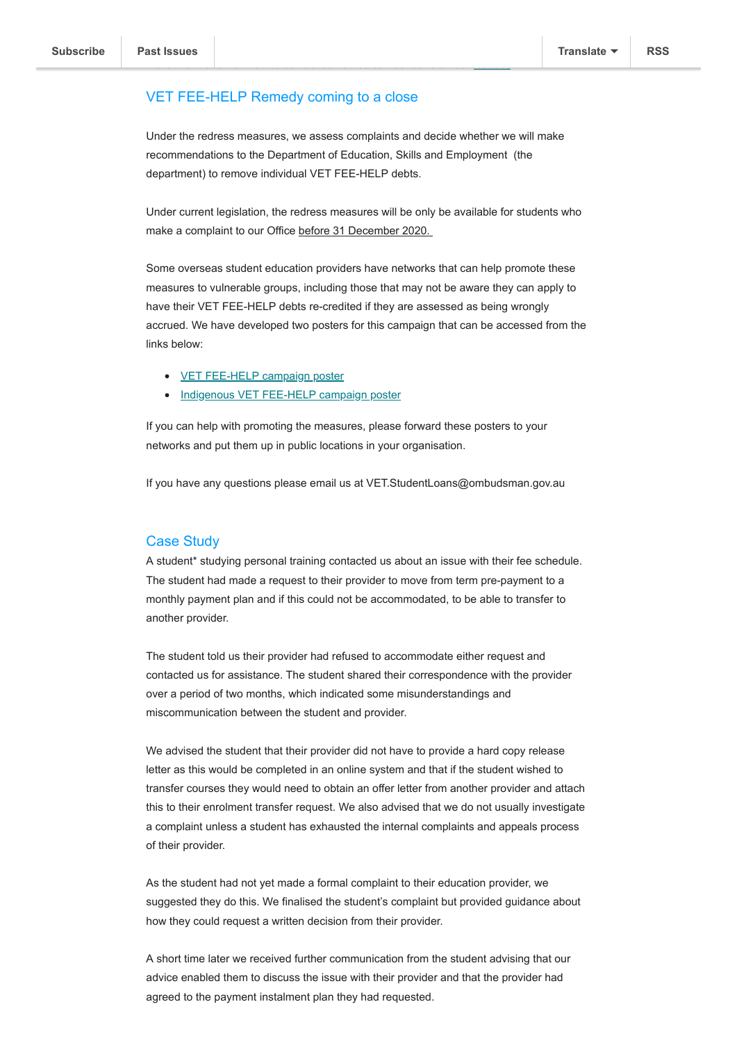## VET FEE-HELP Remedy coming to a close

Under the redress measures, we assess complaints and decide whether we will make recommendations to the Department of Education, Skills and Employment (the department) to remove individual VET FEE-HELP debts.

Under current legislation, the redress measures will be only be available for students who make a complaint to our Office before 31 December 2020.

Some overseas student education providers have networks that can help promote these measures to vulnerable groups, including those that may not be aware they can apply to have their VET FEE-HELP debts re-credited if they are assessed as being wrongly accrued. We have developed two posters for this campaign that can be accessed from the links below:

- VET FEE-HELP campaign poster
- Indigenous VET FEE-HELP campaign poster

If you can help with promoting the measures, please forward these posters to your networks and put them up in public locations in your organisation.

If you have any questions please email us at VET.StudentLoans@ombudsman.gov.au

## Case Study

A student* studying personal training contacted us about an issue with their fee schedule. The student had made a request to their provider to move from term pre-payment to a monthly payment plan and if this could not be accommodated, to be able to transfer to another provider.

The student told us their provider had refused to accommodate either request and contacted us for assistance. The student shared their correspondence with the provider over a period of two months, which indicated some misunderstandings and miscommunication between the student and provider.

We advised the student that their provider did not have to provide a hard copy release letter as this would be completed in an online system and that if the student wished to transfer courses they would need to obtain an offer letter from another provider and attach this to their enrolment transfer request. We also advised that we do not usually investigate a complaint unless a student has exhausted the internal complaints and appeals process of their provider.

As the student had not yet made a formal complaint to their education provider, we suggested they do this. We finalised the student's complaint but provided guidance about how they could request a written decision from their provider.

A short time later we received further communication from the student advising that our advice enabled them to discuss the issue with their provider and that the provider had agreed to the payment instalment plan they had requested.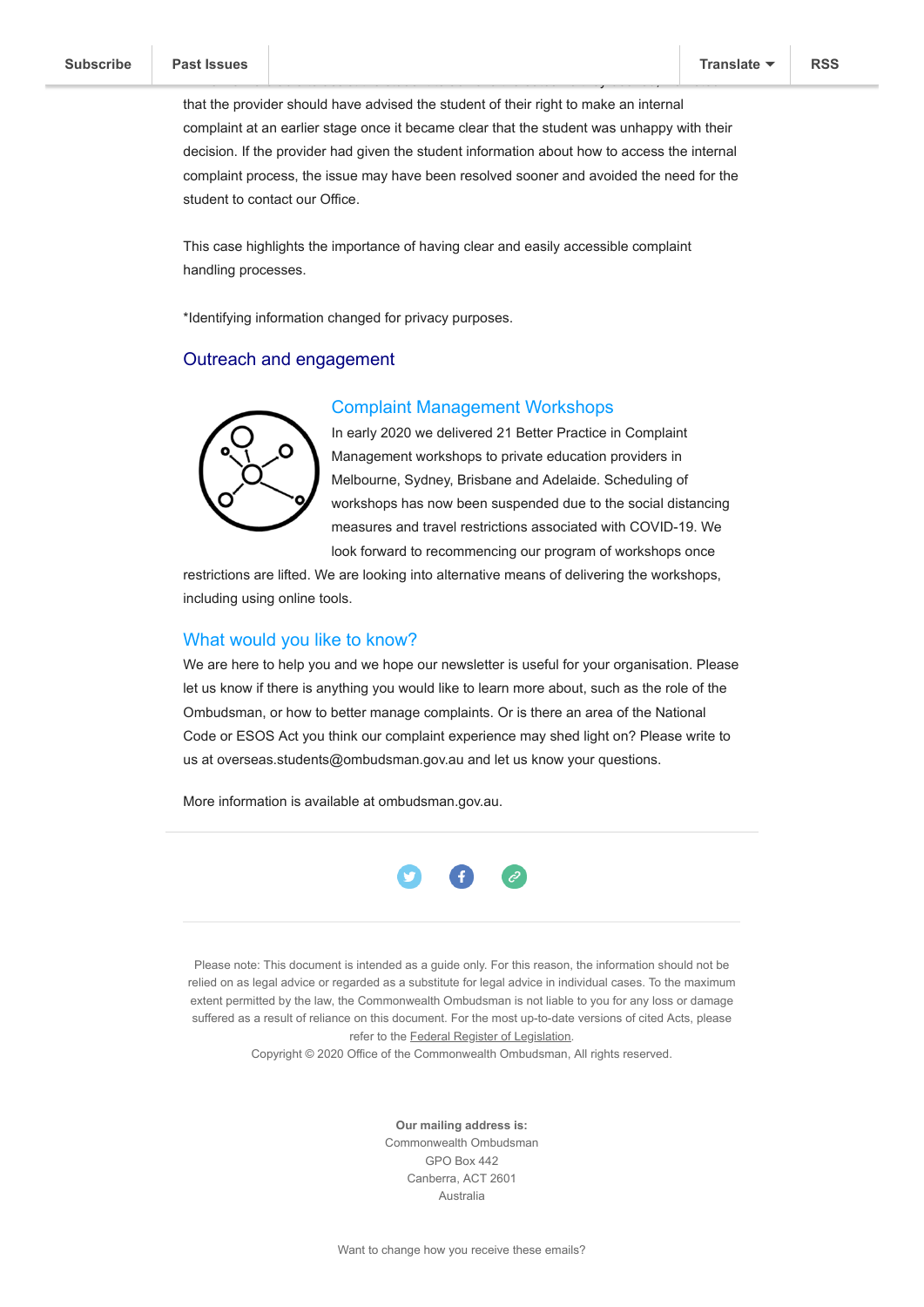that the provider should have advised the student of their right to make an internal complaint at an earlier stage once it became clear that the student was unhappy with their decision. If the provider had given the student information about how to access the internal complaint process, the issue may have been resolved sooner and avoided the need for the student to contact our Office.

This case highlights the importance of having clear and easily accessible complaint handling processes.

*Identifying information changed for privacy purposes.

## Outreach and engagement

### Complaint Management Workshops

In early 2020 we delivered 21 Better Practice in Complaint Management workshops to private education providers in Melbourne, Sydney, Brisbane and Adelaide. Scheduling of workshops has now been suspended due to the social distancing measures and travel restrictions associated with COVID-19. We look forward to recommencing our program of workshops once restrictions are lifted. We are looking into alternative means of delivering the workshops, including using online tools.

### What would you like to know?

We are here to help you and we hope our newsletter is useful for your organisation. Please let us know if there is anything you would like to learn more about, such as the role of the Ombudsman, or how to better manage complaints. Or is there an area of the National Code or ESOS Act you think our complaint experience may shed light on? Please write to us at overseas.students@ombudsman.gov.au and let us know your questions.

More information is available at ombudsman.gov.au.

---

Please note: This document is intended as a guide only. For this reason, the information should not be relied on as legal advice or regarded as a substitute for legal advice in individual cases. To the maximum extent permitted by the law, the Commonwealth Ombudsman is not liable to you for any loss or damage suffered as a result of reliance on this document. For the most up-to-date versions of cited Acts, please refer to the Federal Register of Legislation.
Copyright © 2020 Office of the Commonwealth Ombudsman, All rights reserved.

**Our mailing address is:**
Commonwealth Ombudsman
GPO Box 442
Canberra, ACT 2601
Australia

Want to change how you receive these emails?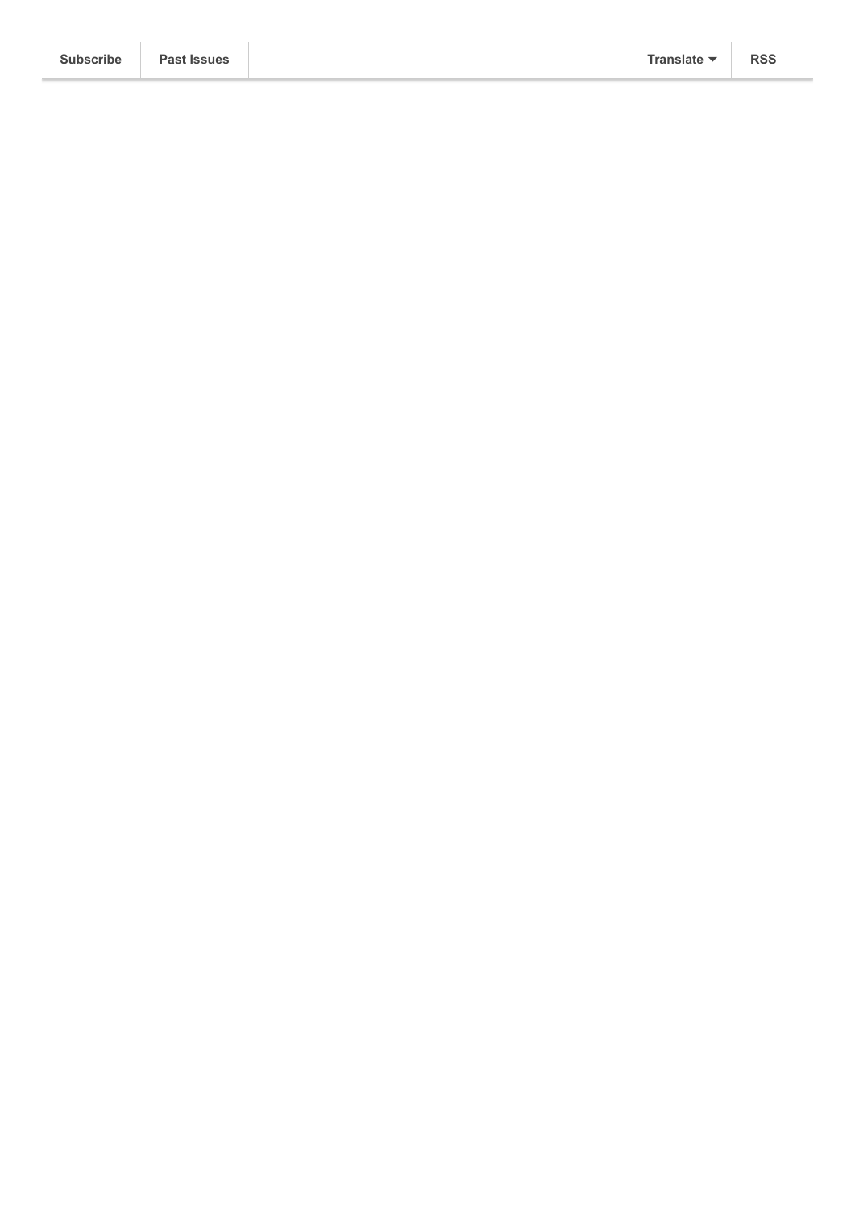Subscribe | Past Issues | Translate ▾ | RSS